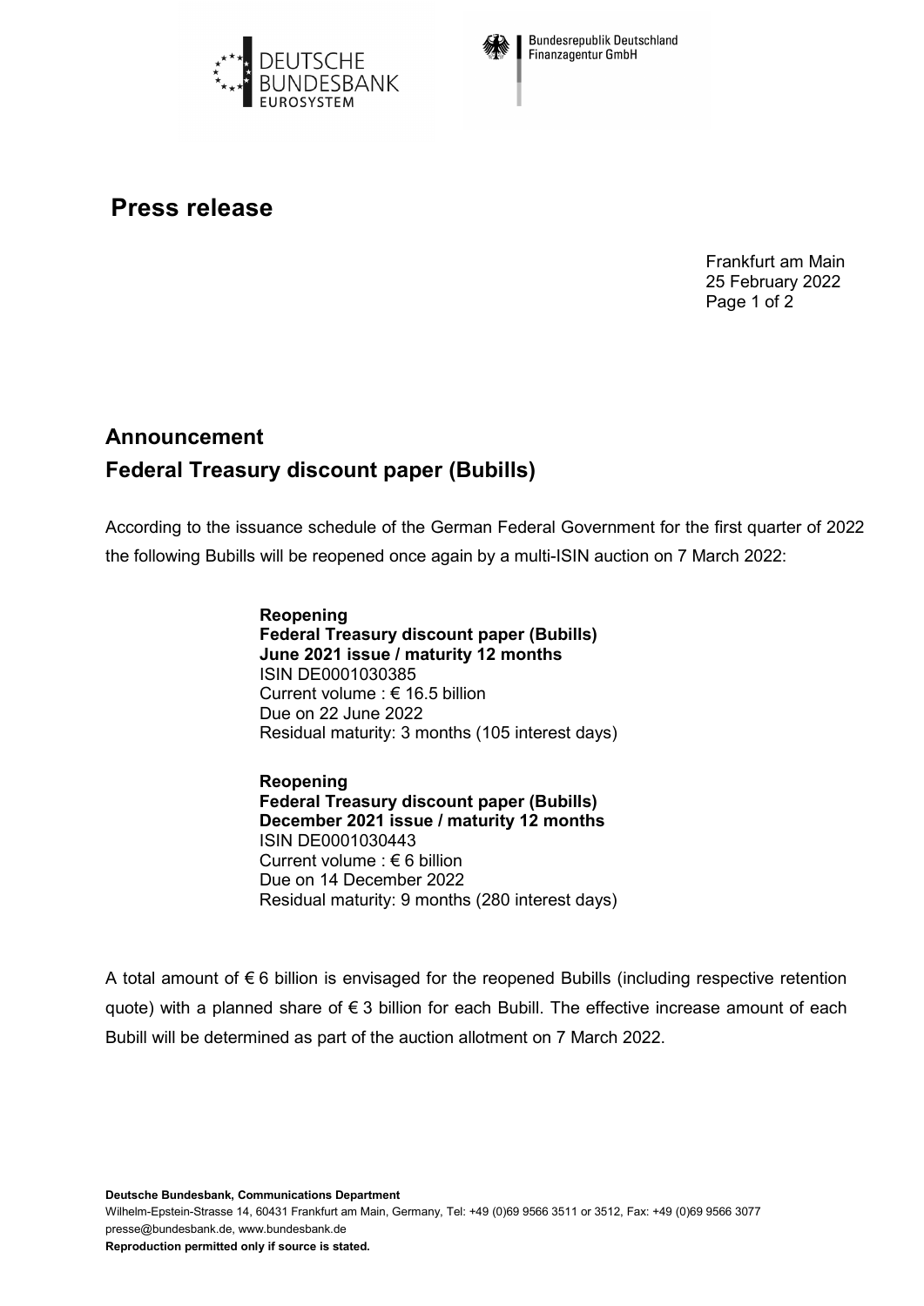Deutsche Bundesbank Eurosystem

Bundesrepublik Deutschland Finanzagentur GmbH

# Press release

Frankfurt am Main
25 February 2022

## Announcement
## Federal Treasury discount paper (Bubills)

According to the issuance schedule of the German Federal Government for the first quarter of 2022 the following Bubills will be reopened once again by a multi-ISIN auction on 7 March 2022:

**Reopening**
**Federal Treasury discount paper (Bubills)**
**June 2021 issue / maturity 12 months**
ISIN DE0001030385
Current volume : € 16.5 billion
Due on 22 June 2022
Residual maturity: 3 months (105 interest days)

**Reopening**
**Federal Treasury discount paper (Bubills)**
**December 2021 issue / maturity 12 months**
ISIN DE0001030443
Current volume : € 6 billion
Due on 14 December 2022
Residual maturity: 9 months (280 interest days)

A total amount of € 6 billion is envisaged for the reopened Bubills (including respective retention quote) with a planned share of € 3 billion for each Bubill. The effective increase amount of each Bubill will be determined as part of the auction allotment on 7 March 2022.

**Deutsche Bundesbank, Communications Department**
Wilhelm-Epstein-Strasse 14, 60431 Frankfurt am Main, Germany, Tel: +49 (0)69 9566 3511 or 3512, Fax: +49 (0)69 9566 3077
presse@bundesbank.de, www.bundesbank.de
**Reproduction permitted only if source is stated.**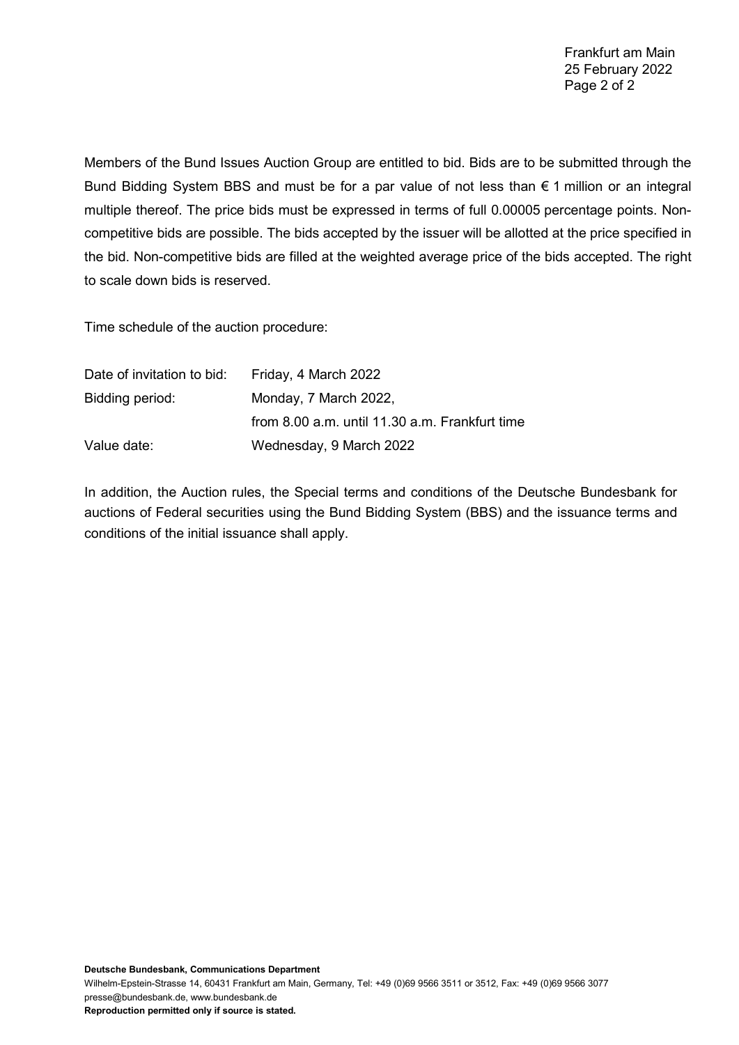Members of the Bund Issues Auction Group are entitled to bid. Bids are to be submitted through the Bund Bidding System BBS and must be for a par value of not less than € 1 million or an integral multiple thereof. The price bids must be expressed in terms of full 0.00005 percentage points. Non-competitive bids are possible. The bids accepted by the issuer will be allotted at the price specified in the bid. Non-competitive bids are filled at the weighted average price of the bids accepted. The right to scale down bids is reserved.

Time schedule of the auction procedure:

| | |
|---|---|
| Date of invitation to bid: | Friday, 4 March 2022 |
| Bidding period: | Monday, 7 March 2022, from 8.00 a.m. until 11.30 a.m. Frankfurt time |
| Value date: | Wednesday, 9 March 2022 |

In addition, the Auction rules, the Special terms and conditions of the Deutsche Bundesbank for auctions of Federal securities using the Bund Bidding System (BBS) and the issuance terms and conditions of the initial issuance shall apply.

**Deutsche Bundesbank, Communications Department**
Wilhelm-Epstein-Strasse 14, 60431 Frankfurt am Main, Germany, Tel: +49 (0)69 9566 3511 or 3512, Fax: +49 (0)69 9566 3077
presse@bundesbank.de, www.bundesbank.de
**Reproduction permitted only if source is stated.**